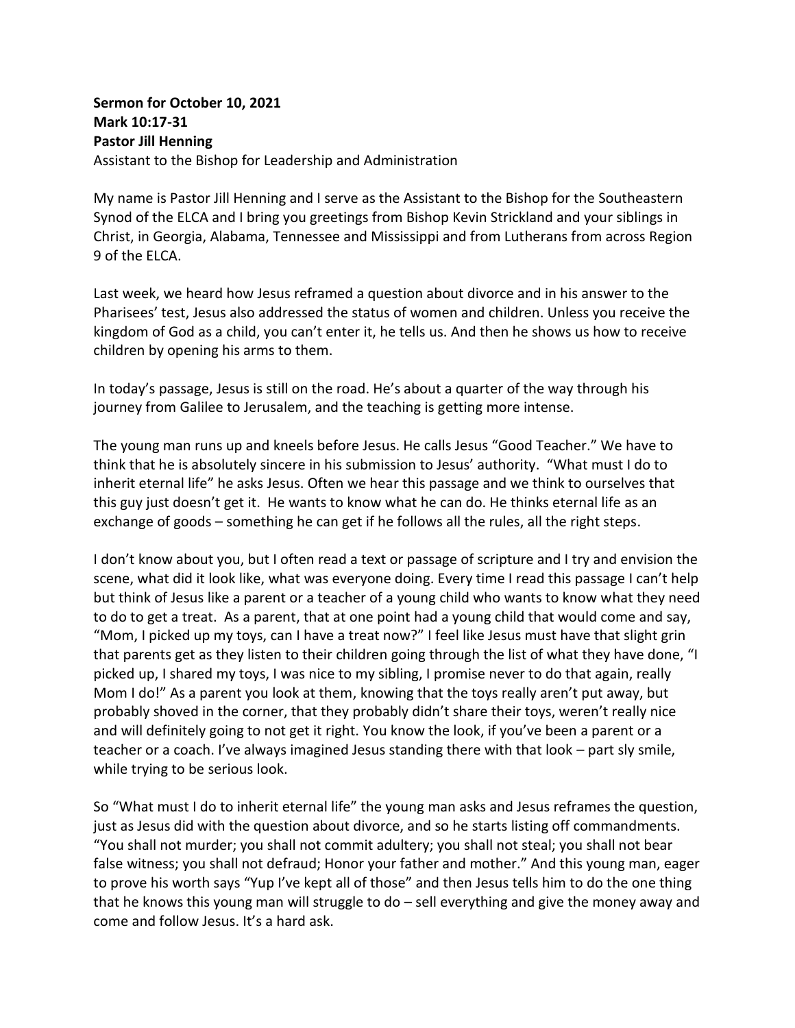**Sermon for October 10, 2021**
**Mark 10:17-31**
**Pastor Jill Henning**
Assistant to the Bishop for Leadership and Administration

My name is Pastor Jill Henning and I serve as the Assistant to the Bishop for the Southeastern Synod of the ELCA and I bring you greetings from Bishop Kevin Strickland and your siblings in Christ, in Georgia, Alabama, Tennessee and Mississippi and from Lutherans from across Region 9 of the ELCA.

Last week, we heard how Jesus reframed a question about divorce and in his answer to the Pharisees' test, Jesus also addressed the status of women and children. Unless you receive the kingdom of God as a child, you can't enter it, he tells us. And then he shows us how to receive children by opening his arms to them.

In today's passage, Jesus is still on the road. He's about a quarter of the way through his journey from Galilee to Jerusalem, and the teaching is getting more intense.

The young man runs up and kneels before Jesus. He calls Jesus "Good Teacher." We have to think that he is absolutely sincere in his submission to Jesus' authority. "What must I do to inherit eternal life" he asks Jesus. Often we hear this passage and we think to ourselves that this guy just doesn't get it. He wants to know what he can do. He thinks eternal life as an exchange of goods – something he can get if he follows all the rules, all the right steps.

I don't know about you, but I often read a text or passage of scripture and I try and envision the scene, what did it look like, what was everyone doing. Every time I read this passage I can't help but think of Jesus like a parent or a teacher of a young child who wants to know what they need to do to get a treat. As a parent, that at one point had a young child that would come and say, "Mom, I picked up my toys, can I have a treat now?" I feel like Jesus must have that slight grin that parents get as they listen to their children going through the list of what they have done, "I picked up, I shared my toys, I was nice to my sibling, I promise never to do that again, really Mom I do!" As a parent you look at them, knowing that the toys really aren't put away, but probably shoved in the corner, that they probably didn't share their toys, weren't really nice and will definitely going to not get it right. You know the look, if you've been a parent or a teacher or a coach. I've always imagined Jesus standing there with that look – part sly smile, while trying to be serious look.

So "What must I do to inherit eternal life" the young man asks and Jesus reframes the question, just as Jesus did with the question about divorce, and so he starts listing off commandments. "You shall not murder; you shall not commit adultery; you shall not steal; you shall not bear false witness; you shall not defraud; Honor your father and mother." And this young man, eager to prove his worth says "Yup I've kept all of those" and then Jesus tells him to do the one thing that he knows this young man will struggle to do – sell everything and give the money away and come and follow Jesus. It's a hard ask.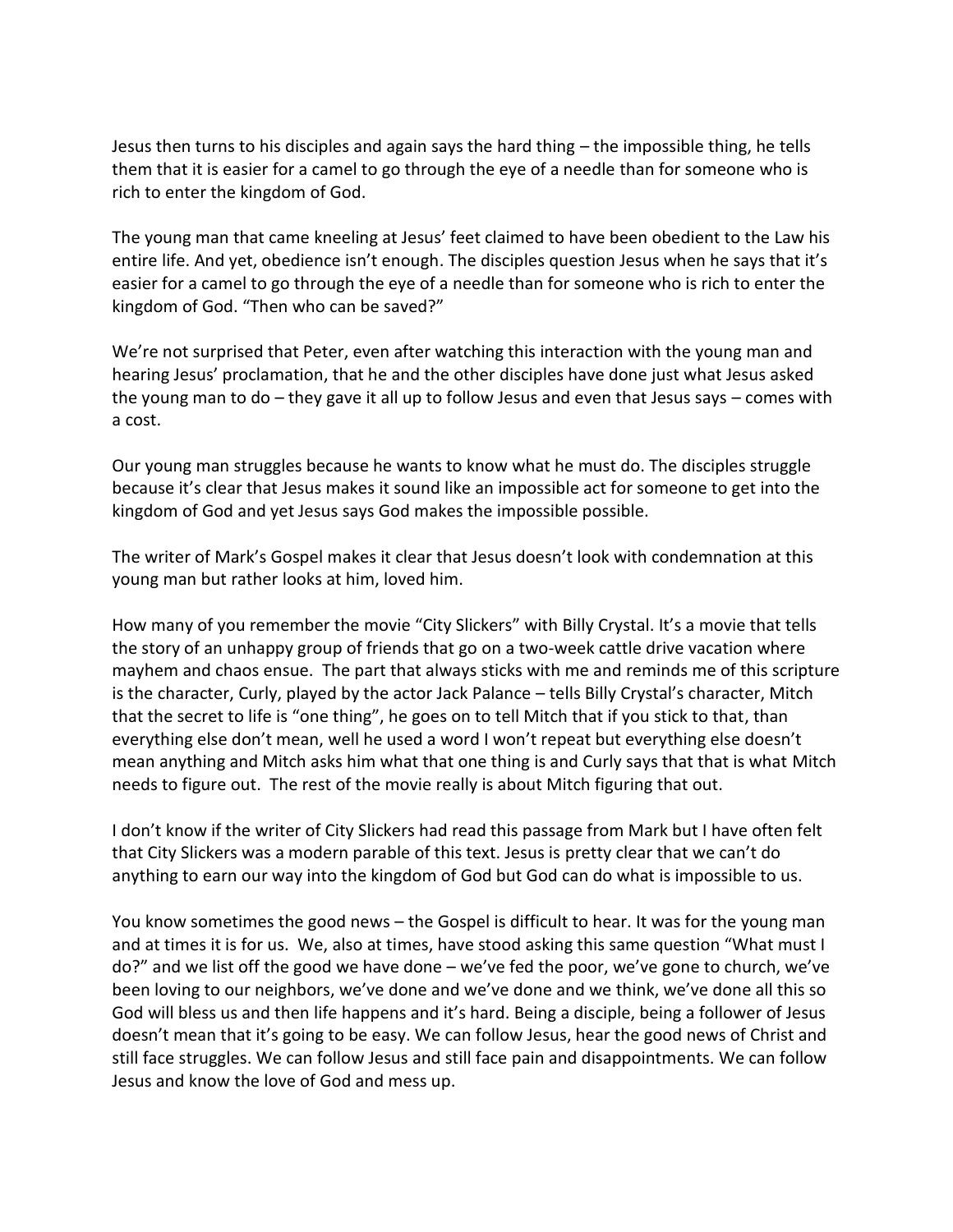Jesus then turns to his disciples and again says the hard thing – the impossible thing, he tells them that it is easier for a camel to go through the eye of a needle than for someone who is rich to enter the kingdom of God.

The young man that came kneeling at Jesus' feet claimed to have been obedient to the Law his entire life. And yet, obedience isn't enough. The disciples question Jesus when he says that it's easier for a camel to go through the eye of a needle than for someone who is rich to enter the kingdom of God. "Then who can be saved?"

We're not surprised that Peter, even after watching this interaction with the young man and hearing Jesus' proclamation, that he and the other disciples have done just what Jesus asked the young man to do – they gave it all up to follow Jesus and even that Jesus says – comes with a cost.

Our young man struggles because he wants to know what he must do. The disciples struggle because it's clear that Jesus makes it sound like an impossible act for someone to get into the kingdom of God and yet Jesus says God makes the impossible possible.

The writer of Mark's Gospel makes it clear that Jesus doesn't look with condemnation at this young man but rather looks at him, loved him.

How many of you remember the movie "City Slickers" with Billy Crystal. It's a movie that tells the story of an unhappy group of friends that go on a two-week cattle drive vacation where mayhem and chaos ensue. The part that always sticks with me and reminds me of this scripture is the character, Curly, played by the actor Jack Palance – tells Billy Crystal's character, Mitch that the secret to life is "one thing", he goes on to tell Mitch that if you stick to that, than everything else don't mean, well he used a word I won't repeat but everything else doesn't mean anything and Mitch asks him what that one thing is and Curly says that that is what Mitch needs to figure out. The rest of the movie really is about Mitch figuring that out.

I don't know if the writer of City Slickers had read this passage from Mark but I have often felt that City Slickers was a modern parable of this text. Jesus is pretty clear that we can't do anything to earn our way into the kingdom of God but God can do what is impossible to us.

You know sometimes the good news – the Gospel is difficult to hear. It was for the young man and at times it is for us. We, also at times, have stood asking this same question "What must I do?" and we list off the good we have done – we've fed the poor, we've gone to church, we've been loving to our neighbors, we've done and we've done and we think, we've done all this so God will bless us and then life happens and it's hard. Being a disciple, being a follower of Jesus doesn't mean that it's going to be easy. We can follow Jesus, hear the good news of Christ and still face struggles. We can follow Jesus and still face pain and disappointments. We can follow Jesus and know the love of God and mess up.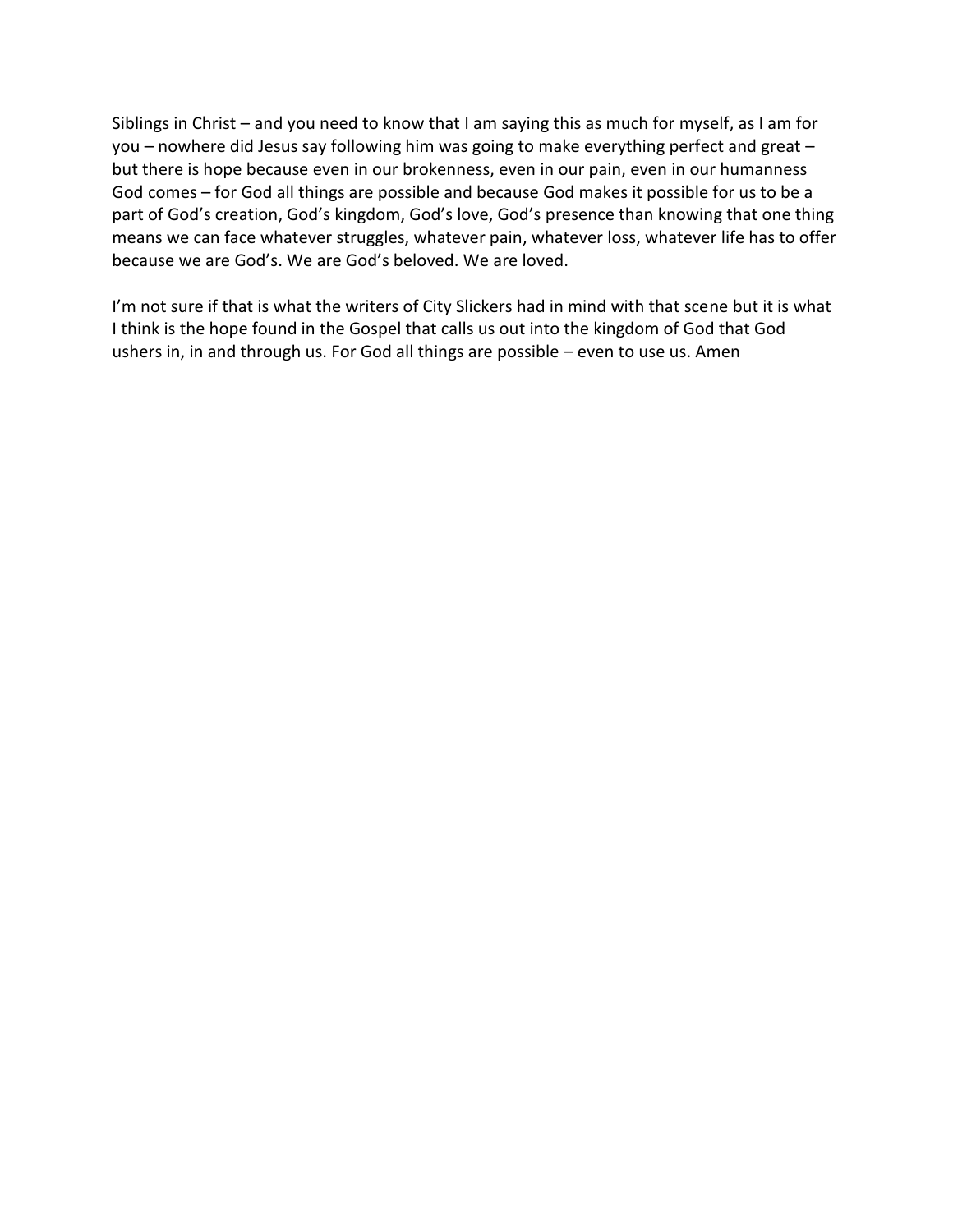Siblings in Christ – and you need to know that I am saying this as much for myself, as I am for you – nowhere did Jesus say following him was going to make everything perfect and great – but there is hope because even in our brokenness, even in our pain, even in our humanness God comes – for God all things are possible and because God makes it possible for us to be a part of God's creation, God's kingdom, God's love, God's presence than knowing that one thing means we can face whatever struggles, whatever pain, whatever loss, whatever life has to offer because we are God's. We are God's beloved. We are loved.

I'm not sure if that is what the writers of City Slickers had in mind with that scene but it is what I think is the hope found in the Gospel that calls us out into the kingdom of God that God ushers in, in and through us. For God all things are possible – even to use us. Amen